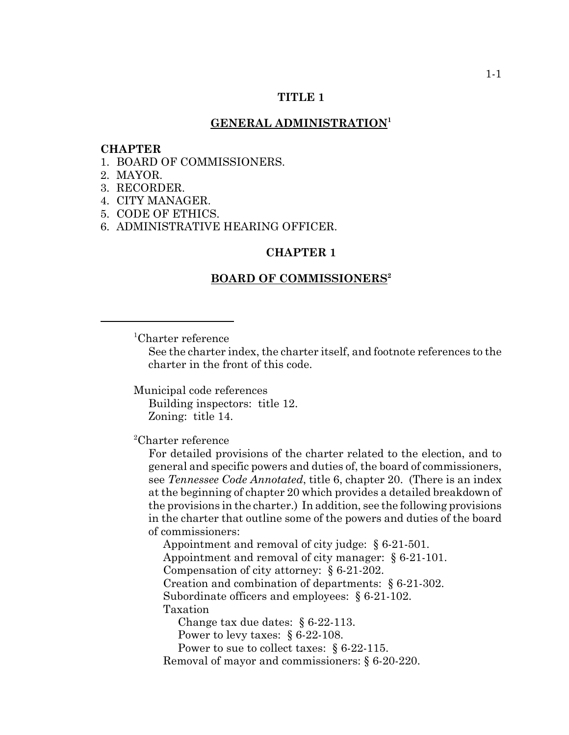# TITLE 1

## GENERAL ADMINISTRATION[1]

**CHAPTER**

1. BOARD OF COMMISSIONERS.
2. MAYOR.
3. RECORDER.
4. CITY MANAGER.
5. CODE OF ETHICS.
6. ADMINISTRATIVE HEARING OFFICER.

## CHAPTER 1

## BOARD OF COMMISSIONERS[2]

---

[1]Charter reference

See the charter index, the charter itself, and footnote references to the charter in the front of this code.

Municipal code references

Building inspectors: title 12.
Zoning: title 14.

[2]Charter reference

For detailed provisions of the charter related to the election, and to general and specific powers and duties of, the board of commissioners, see *Tennessee Code Annotated*, title 6, chapter 20. (There is an index at the beginning of chapter 20 which provides a detailed breakdown of the provisions in the charter.) In addition, see the following provisions in the charter that outline some of the powers and duties of the board of commissioners:

Appointment and removal of city judge: § 6-21-501.
Appointment and removal of city manager: § 6-21-101.
Compensation of city attorney: § 6-21-202.
Creation and combination of departments: § 6-21-302.
Subordinate officers and employees: § 6-21-102.
Taxation
  Change tax due dates: § 6-22-113.
  Power to levy taxes: § 6-22-108.
  Power to sue to collect taxes: § 6-22-115.
Removal of mayor and commissioners: § 6-20-220.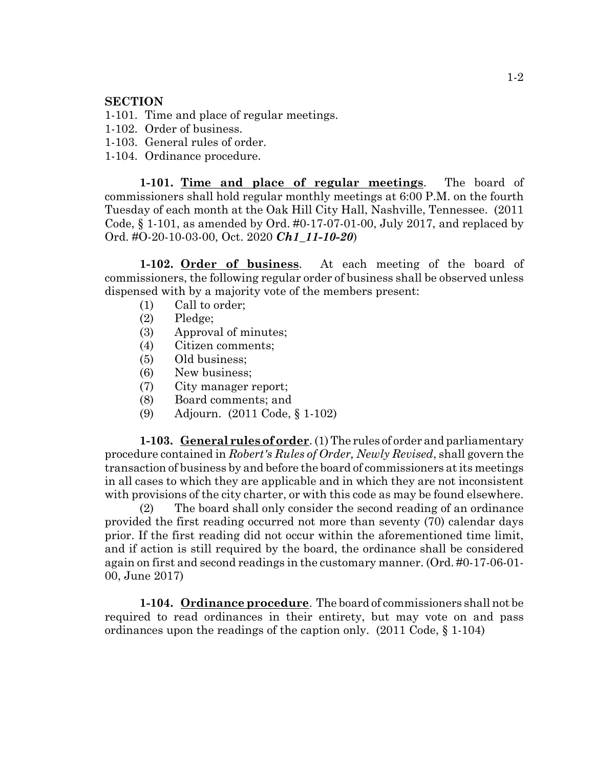**SECTION**

1-101. Time and place of regular meetings.
1-102. Order of business.
1-103. General rules of order.
1-104. Ordinance procedure.

**1-101. Time and place of regular meetings**. The board of commissioners shall hold regular monthly meetings at 6:00 P.M. on the fourth Tuesday of each month at the Oak Hill City Hall, Nashville, Tennessee. (2011 Code, § 1-101, as amended by Ord. #0-17-07-01-00, July 2017, and replaced by Ord. #O-20-10-03-00, Oct. 2020 ***Ch1_11-10-20***)

**1-102. Order of business**. At each meeting of the board of commissioners, the following regular order of business shall be observed unless dispensed with by a majority vote of the members present:

(1) Call to order;
(2) Pledge;
(3) Approval of minutes;
(4) Citizen comments;
(5) Old business;
(6) New business;
(7) City manager report;
(8) Board comments; and
(9) Adjourn. (2011 Code, § 1-102)

**1-103. General rules of order**. (1) The rules of order and parliamentary procedure contained in *Robert's Rules of Order, Newly Revised*, shall govern the transaction of business by and before the board of commissioners at its meetings in all cases to which they are applicable and in which they are not inconsistent with provisions of the city charter, or with this code as may be found elsewhere.

(2) The board shall only consider the second reading of an ordinance provided the first reading occurred not more than seventy (70) calendar days prior. If the first reading did not occur within the aforementioned time limit, and if action is still required by the board, the ordinance shall be considered again on first and second readings in the customary manner. (Ord. #0-17-06-01-00, June 2017)

**1-104. Ordinance procedure**. The board of commissioners shall not be required to read ordinances in their entirety, but may vote on and pass ordinances upon the readings of the caption only. (2011 Code, § 1-104)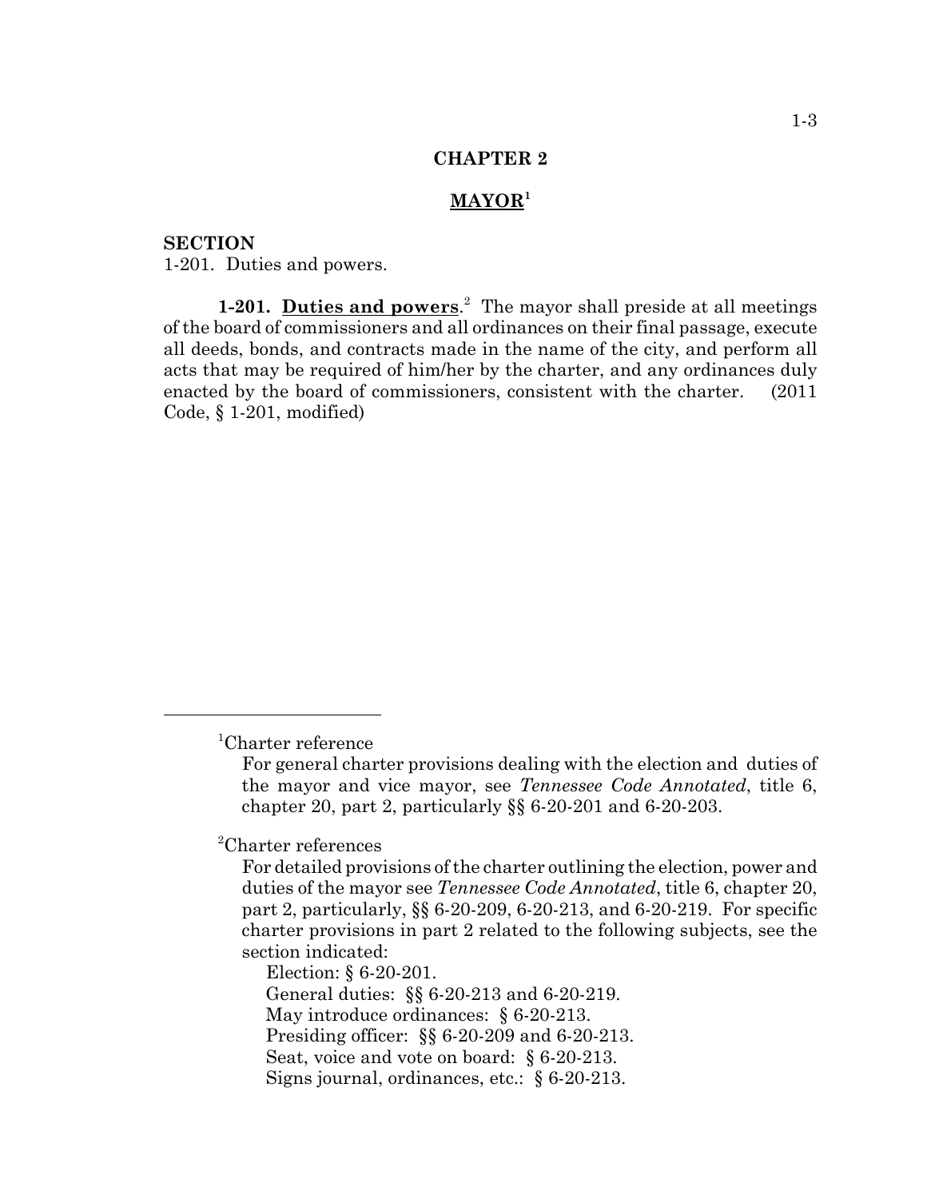# CHAPTER 2

## MAYOR[1]

**SECTION**

1-201. Duties and powers.

**1-201. Duties and powers**.[2] The mayor shall preside at all meetings of the board of commissioners and all ordinances on their final passage, execute all deeds, bonds, and contracts made in the name of the city, and perform all acts that may be required of him/her by the charter, and any ordinances duly enacted by the board of commissioners, consistent with the charter. (2011 Code, § 1-201, modified)

---

[1]Charter reference

For general charter provisions dealing with the election and duties of the mayor and vice mayor, see *Tennessee Code Annotated*, title 6, chapter 20, part 2, particularly §§ 6-20-201 and 6-20-203.

[2]Charter references

For detailed provisions of the charter outlining the election, power and duties of the mayor see *Tennessee Code Annotated*, title 6, chapter 20, part 2, particularly, §§ 6-20-209, 6-20-213, and 6-20-219. For specific charter provisions in part 2 related to the following subjects, see the section indicated:

Election: § 6-20-201.
General duties: §§ 6-20-213 and 6-20-219.
May introduce ordinances: § 6-20-213.
Presiding officer: §§ 6-20-209 and 6-20-213.
Seat, voice and vote on board: § 6-20-213.
Signs journal, ordinances, etc.: § 6-20-213.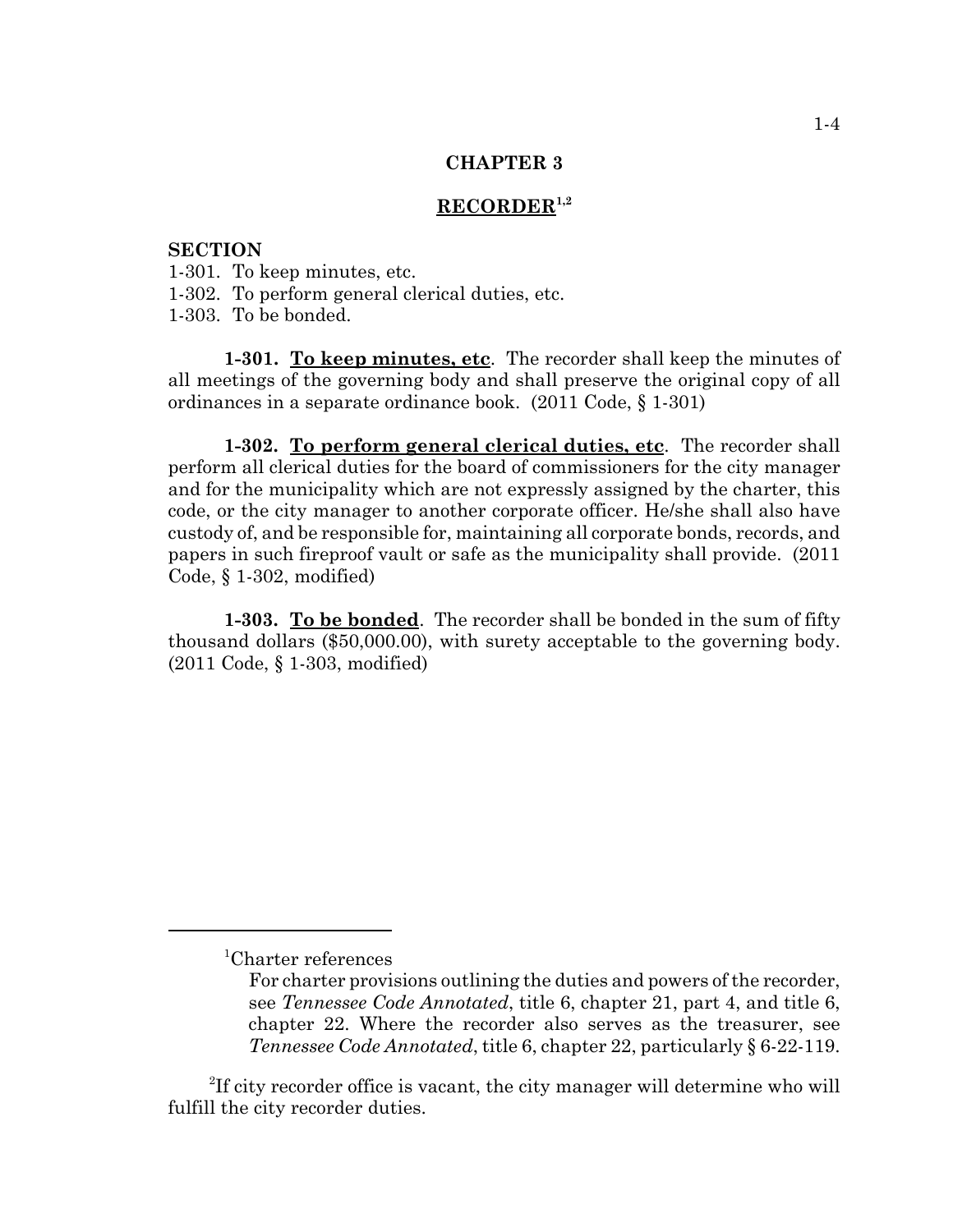# CHAPTER 3

## RECORDER[1,2]

**SECTION**

1-301. To keep minutes, etc.
1-302. To perform general clerical duties, etc.
1-303. To be bonded.

**1-301. To keep minutes, etc**. The recorder shall keep the minutes of all meetings of the governing body and shall preserve the original copy of all ordinances in a separate ordinance book. (2011 Code, § 1-301)

**1-302. To perform general clerical duties, etc**. The recorder shall perform all clerical duties for the board of commissioners for the city manager and for the municipality which are not expressly assigned by the charter, this code, or the city manager to another corporate officer. He/she shall also have custody of, and be responsible for, maintaining all corporate bonds, records, and papers in such fireproof vault or safe as the municipality shall provide. (2011 Code, § 1-302, modified)

**1-303. To be bonded**. The recorder shall be bonded in the sum of fifty thousand dollars ($50,000.00), with surety acceptable to the governing body. (2011 Code, § 1-303, modified)

---

[1]Charter references

For charter provisions outlining the duties and powers of the recorder, see *Tennessee Code Annotated*, title 6, chapter 21, part 4, and title 6, chapter 22. Where the recorder also serves as the treasurer, see *Tennessee Code Annotated*, title 6, chapter 22, particularly § 6-22-119.

[2]If city recorder office is vacant, the city manager will determine who will fulfill the city recorder duties.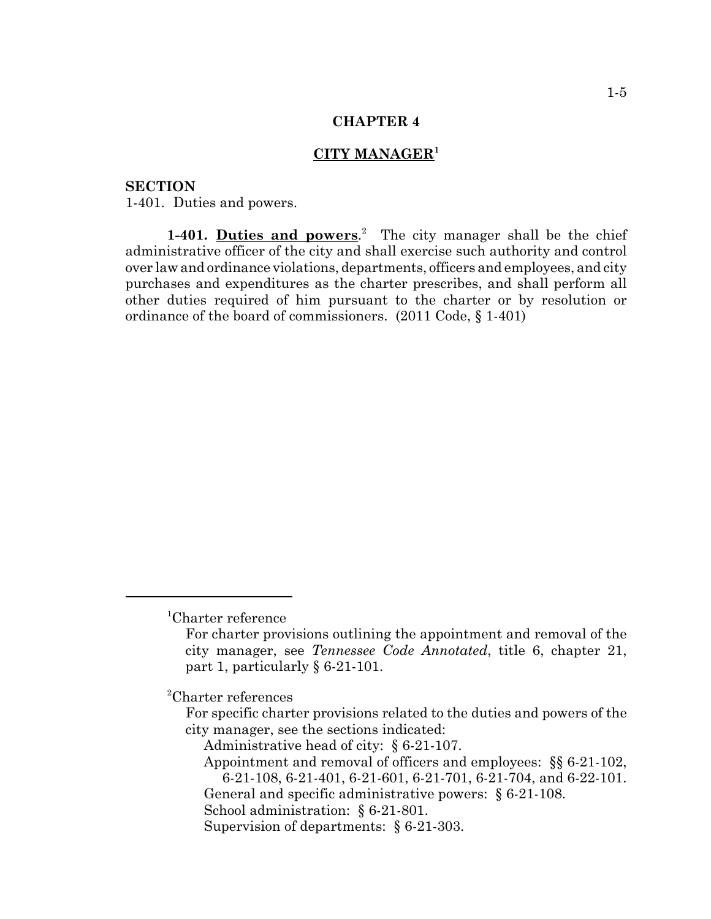## CHAPTER 4

## CITY MANAGER[1]

**SECTION**

1-401. Duties and powers.

**1-401. Duties and powers**.[2] The city manager shall be the chief administrative officer of the city and shall exercise such authority and control over law and ordinance violations, departments, officers and employees, and city purchases and expenditures as the charter prescribes, and shall perform all other duties required of him pursuant to the charter or by resolution or ordinance of the board of commissioners. (2011 Code, § 1-401)

---

[1]Charter reference

For charter provisions outlining the appointment and removal of the city manager, see *Tennessee Code Annotated*, title 6, chapter 21, part 1, particularly § 6-21-101.

[2]Charter references

For specific charter provisions related to the duties and powers of the city manager, see the sections indicated:

Administrative head of city: § 6-21-107.

Appointment and removal of officers and employees: §§ 6-21-102, 6-21-108, 6-21-401, 6-21-601, 6-21-701, 6-21-704, and 6-22-101.

General and specific administrative powers: § 6-21-108.

School administration: § 6-21-801.

Supervision of departments: § 6-21-303.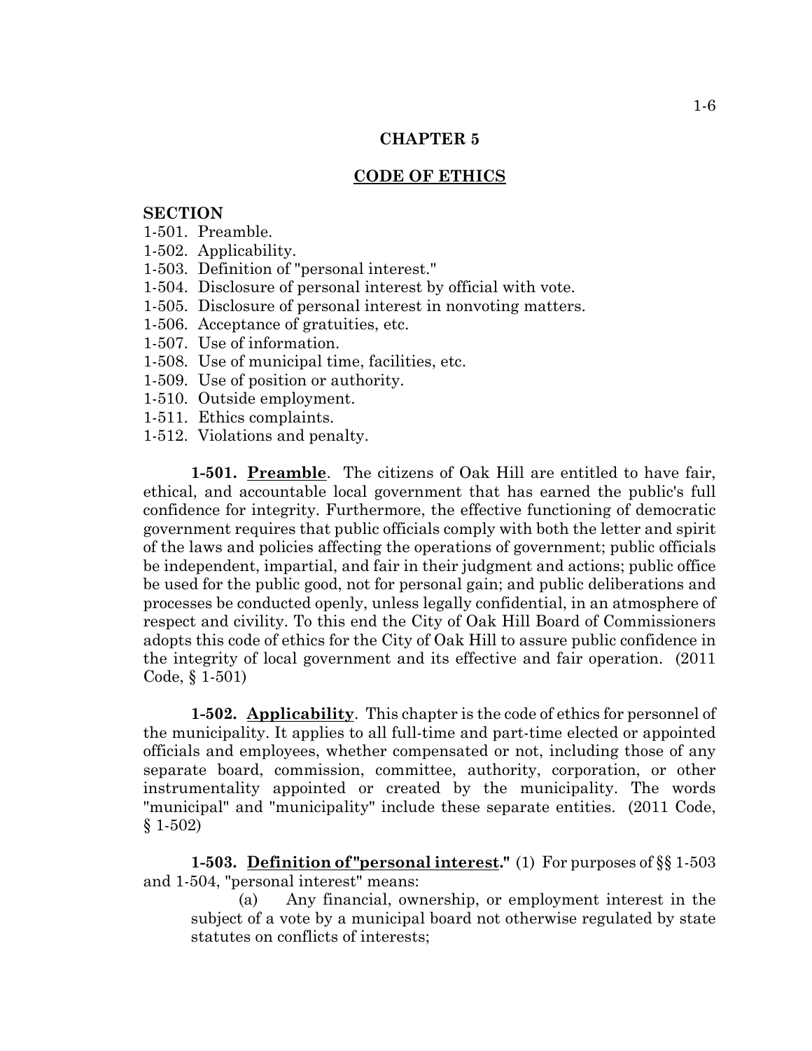## CHAPTER 5

## CODE OF ETHICS

**SECTION**

1-501. Preamble.
1-502. Applicability.
1-503. Definition of "personal interest."
1-504. Disclosure of personal interest by official with vote.
1-505. Disclosure of personal interest in nonvoting matters.
1-506. Acceptance of gratuities, etc.
1-507. Use of information.
1-508. Use of municipal time, facilities, etc.
1-509. Use of position or authority.
1-510. Outside employment.
1-511. Ethics complaints.
1-512. Violations and penalty.

**1-501. Preamble**. The citizens of Oak Hill are entitled to have fair, ethical, and accountable local government that has earned the public's full confidence for integrity. Furthermore, the effective functioning of democratic government requires that public officials comply with both the letter and spirit of the laws and policies affecting the operations of government; public officials be independent, impartial, and fair in their judgment and actions; public office be used for the public good, not for personal gain; and public deliberations and processes be conducted openly, unless legally confidential, in an atmosphere of respect and civility. To this end the City of Oak Hill Board of Commissioners adopts this code of ethics for the City of Oak Hill to assure public confidence in the integrity of local government and its effective and fair operation. (2011 Code, § 1-501)

**1-502. Applicability**. This chapter is the code of ethics for personnel of the municipality. It applies to all full-time and part-time elected or appointed officials and employees, whether compensated or not, including those of any separate board, commission, committee, authority, corporation, or other instrumentality appointed or created by the municipality. The words "municipal" and "municipality" include these separate entities. (2011 Code, § 1-502)

**1-503. Definition of "personal interest."** (1) For purposes of §§ 1-503 and 1-504, "personal interest" means:

(a) Any financial, ownership, or employment interest in the subject of a vote by a municipal board not otherwise regulated by state statutes on conflicts of interests;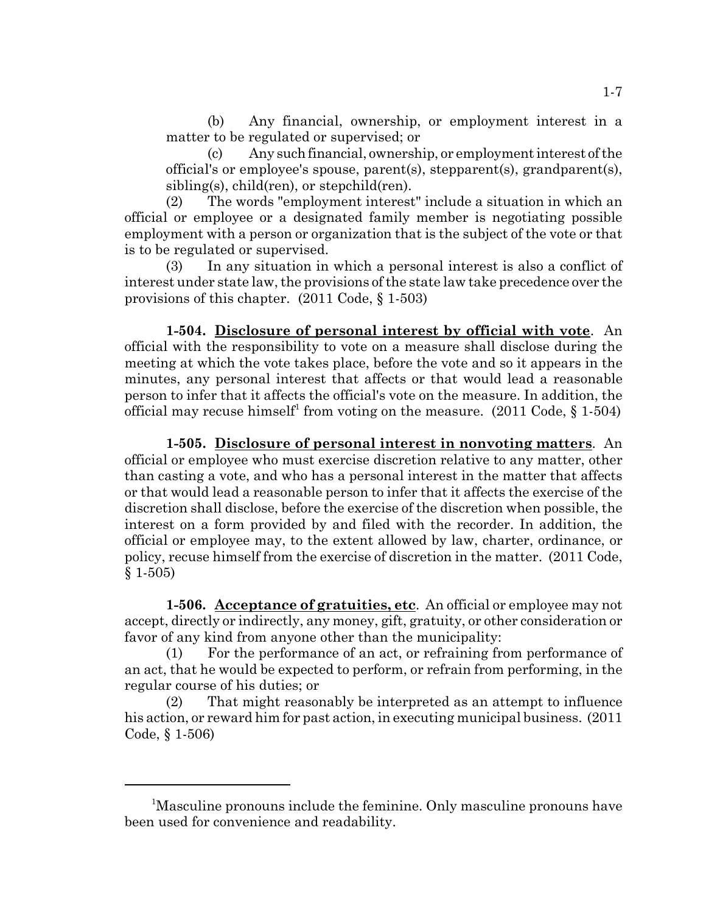(b) Any financial, ownership, or employment interest in a matter to be regulated or supervised; or

(c) Any such financial, ownership, or employment interest of the official's or employee's spouse, parent(s), stepparent(s), grandparent(s), sibling(s), child(ren), or stepchild(ren).

(2) The words "employment interest" include a situation in which an official or employee or a designated family member is negotiating possible employment with a person or organization that is the subject of the vote or that is to be regulated or supervised.

(3) In any situation in which a personal interest is also a conflict of interest under state law, the provisions of the state law take precedence over the provisions of this chapter. (2011 Code, § 1-503)

**1-504. Disclosure of personal interest by official with vote**. An official with the responsibility to vote on a measure shall disclose during the meeting at which the vote takes place, before the vote and so it appears in the minutes, any personal interest that affects or that would lead a reasonable person to infer that it affects the official's vote on the measure. In addition, the official may recuse himself[1] from voting on the measure. (2011 Code, § 1-504)

**1-505. Disclosure of personal interest in nonvoting matters**. An official or employee who must exercise discretion relative to any matter, other than casting a vote, and who has a personal interest in the matter that affects or that would lead a reasonable person to infer that it affects the exercise of the discretion shall disclose, before the exercise of the discretion when possible, the interest on a form provided by and filed with the recorder. In addition, the official or employee may, to the extent allowed by law, charter, ordinance, or policy, recuse himself from the exercise of discretion in the matter. (2011 Code, § 1-505)

**1-506. Acceptance of gratuities, etc**. An official or employee may not accept, directly or indirectly, any money, gift, gratuity, or other consideration or favor of any kind from anyone other than the municipality:

(1) For the performance of an act, or refraining from performance of an act, that he would be expected to perform, or refrain from performing, in the regular course of his duties; or

(2) That might reasonably be interpreted as an attempt to influence his action, or reward him for past action, in executing municipal business. (2011 Code, § 1-506)

---

[1] Masculine pronouns include the feminine. Only masculine pronouns have been used for convenience and readability.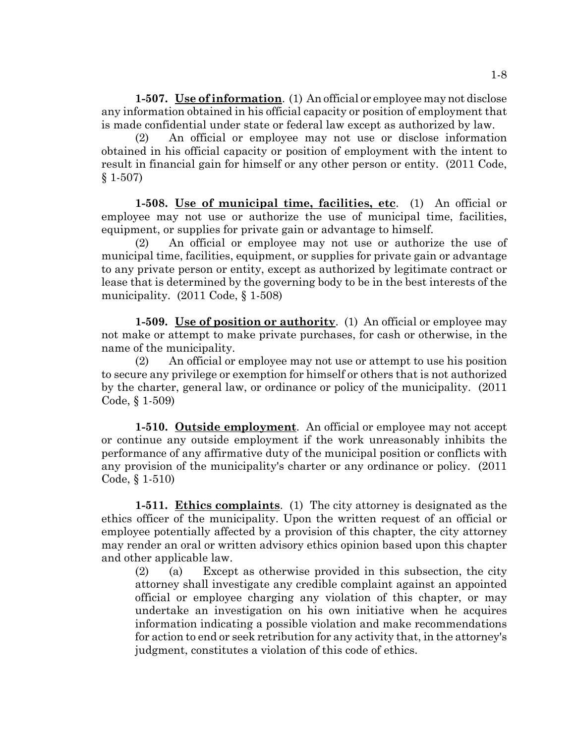**1-507. Use of information**. (1) An official or employee may not disclose any information obtained in his official capacity or position of employment that is made confidential under state or federal law except as authorized by law.

(2) An official or employee may not use or disclose information obtained in his official capacity or position of employment with the intent to result in financial gain for himself or any other person or entity. (2011 Code, § 1-507)

**1-508. Use of municipal time, facilities, etc**. (1) An official or employee may not use or authorize the use of municipal time, facilities, equipment, or supplies for private gain or advantage to himself.

(2) An official or employee may not use or authorize the use of municipal time, facilities, equipment, or supplies for private gain or advantage to any private person or entity, except as authorized by legitimate contract or lease that is determined by the governing body to be in the best interests of the municipality. (2011 Code, § 1-508)

**1-509. Use of position or authority**. (1) An official or employee may not make or attempt to make private purchases, for cash or otherwise, in the name of the municipality.

(2) An official or employee may not use or attempt to use his position to secure any privilege or exemption for himself or others that is not authorized by the charter, general law, or ordinance or policy of the municipality. (2011 Code, § 1-509)

**1-510. Outside employment**. An official or employee may not accept or continue any outside employment if the work unreasonably inhibits the performance of any affirmative duty of the municipal position or conflicts with any provision of the municipality's charter or any ordinance or policy. (2011 Code, § 1-510)

**1-511. Ethics complaints**. (1) The city attorney is designated as the ethics officer of the municipality. Upon the written request of an official or employee potentially affected by a provision of this chapter, the city attorney may render an oral or written advisory ethics opinion based upon this chapter and other applicable law.

(2) (a) Except as otherwise provided in this subsection, the city attorney shall investigate any credible complaint against an appointed official or employee charging any violation of this chapter, or may undertake an investigation on his own initiative when he acquires information indicating a possible violation and make recommendations for action to end or seek retribution for any activity that, in the attorney's judgment, constitutes a violation of this code of ethics.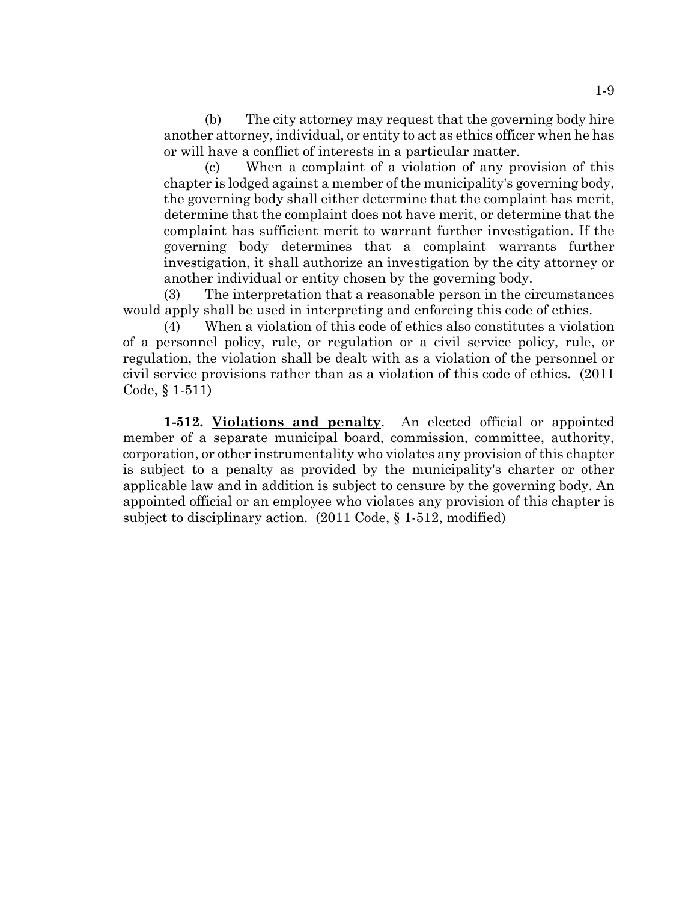(b) The city attorney may request that the governing body hire another attorney, individual, or entity to act as ethics officer when he has or will have a conflict of interests in a particular matter.

(c) When a complaint of a violation of any provision of this chapter is lodged against a member of the municipality's governing body, the governing body shall either determine that the complaint has merit, determine that the complaint does not have merit, or determine that the complaint has sufficient merit to warrant further investigation. If the governing body determines that a complaint warrants further investigation, it shall authorize an investigation by the city attorney or another individual or entity chosen by the governing body.

(3) The interpretation that a reasonable person in the circumstances would apply shall be used in interpreting and enforcing this code of ethics.

(4) When a violation of this code of ethics also constitutes a violation of a personnel policy, rule, or regulation or a civil service policy, rule, or regulation, the violation shall be dealt with as a violation of the personnel or civil service provisions rather than as a violation of this code of ethics. (2011 Code, § 1-511)

**1-512. Violations and penalty**. An elected official or appointed member of a separate municipal board, commission, committee, authority, corporation, or other instrumentality who violates any provision of this chapter is subject to a penalty as provided by the municipality's charter or other applicable law and in addition is subject to censure by the governing body. An appointed official or an employee who violates any provision of this chapter is subject to disciplinary action. (2011 Code, § 1-512, modified)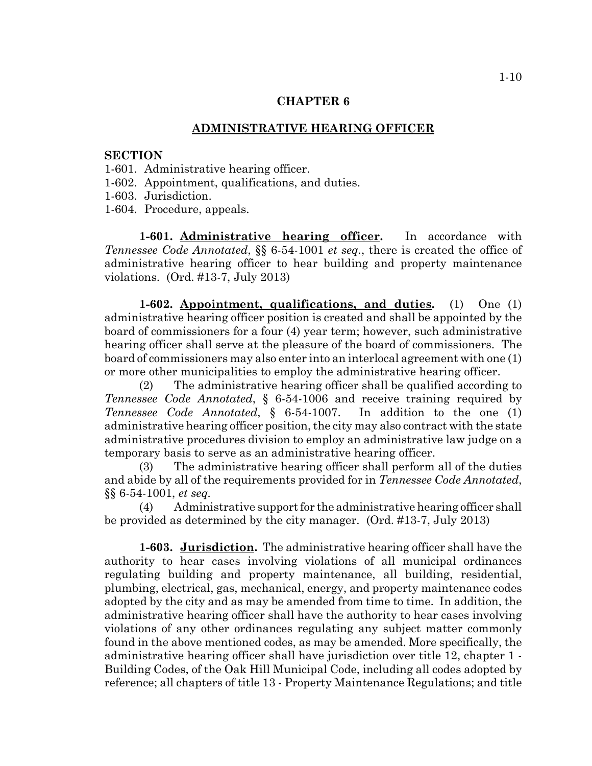## CHAPTER 6

## ADMINISTRATIVE HEARING OFFICER

**SECTION**

1-601. Administrative hearing officer.
1-602. Appointment, qualifications, and duties.
1-603. Jurisdiction.
1-604. Procedure, appeals.

**1-601. Administrative hearing officer.** In accordance with *Tennessee Code Annotated*, §§ 6-54-1001 *et seq.*, there is created the office of administrative hearing officer to hear building and property maintenance violations. (Ord. #13-7, July 2013)

**1-602. Appointment, qualifications, and duties.** (1) One (1) administrative hearing officer position is created and shall be appointed by the board of commissioners for a four (4) year term; however, such administrative hearing officer shall serve at the pleasure of the board of commissioners. The board of commissioners may also enter into an interlocal agreement with one (1) or more other municipalities to employ the administrative hearing officer.

(2) The administrative hearing officer shall be qualified according to *Tennessee Code Annotated*, § 6-54-1006 and receive training required by *Tennessee Code Annotated*, § 6-54-1007. In addition to the one (1) administrative hearing officer position, the city may also contract with the state administrative procedures division to employ an administrative law judge on a temporary basis to serve as an administrative hearing officer.

(3) The administrative hearing officer shall perform all of the duties and abide by all of the requirements provided for in *Tennessee Code Annotated*, §§ 6-54-1001, *et seq.*

(4) Administrative support for the administrative hearing officer shall be provided as determined by the city manager. (Ord. #13-7, July 2013)

**1-603. Jurisdiction.** The administrative hearing officer shall have the authority to hear cases involving violations of all municipal ordinances regulating building and property maintenance, all building, residential, plumbing, electrical, gas, mechanical, energy, and property maintenance codes adopted by the city and as may be amended from time to time. In addition, the administrative hearing officer shall have the authority to hear cases involving violations of any other ordinances regulating any subject matter commonly found in the above mentioned codes, as may be amended. More specifically, the administrative hearing officer shall have jurisdiction over title 12, chapter 1 - Building Codes, of the Oak Hill Municipal Code, including all codes adopted by reference; all chapters of title 13 - Property Maintenance Regulations; and title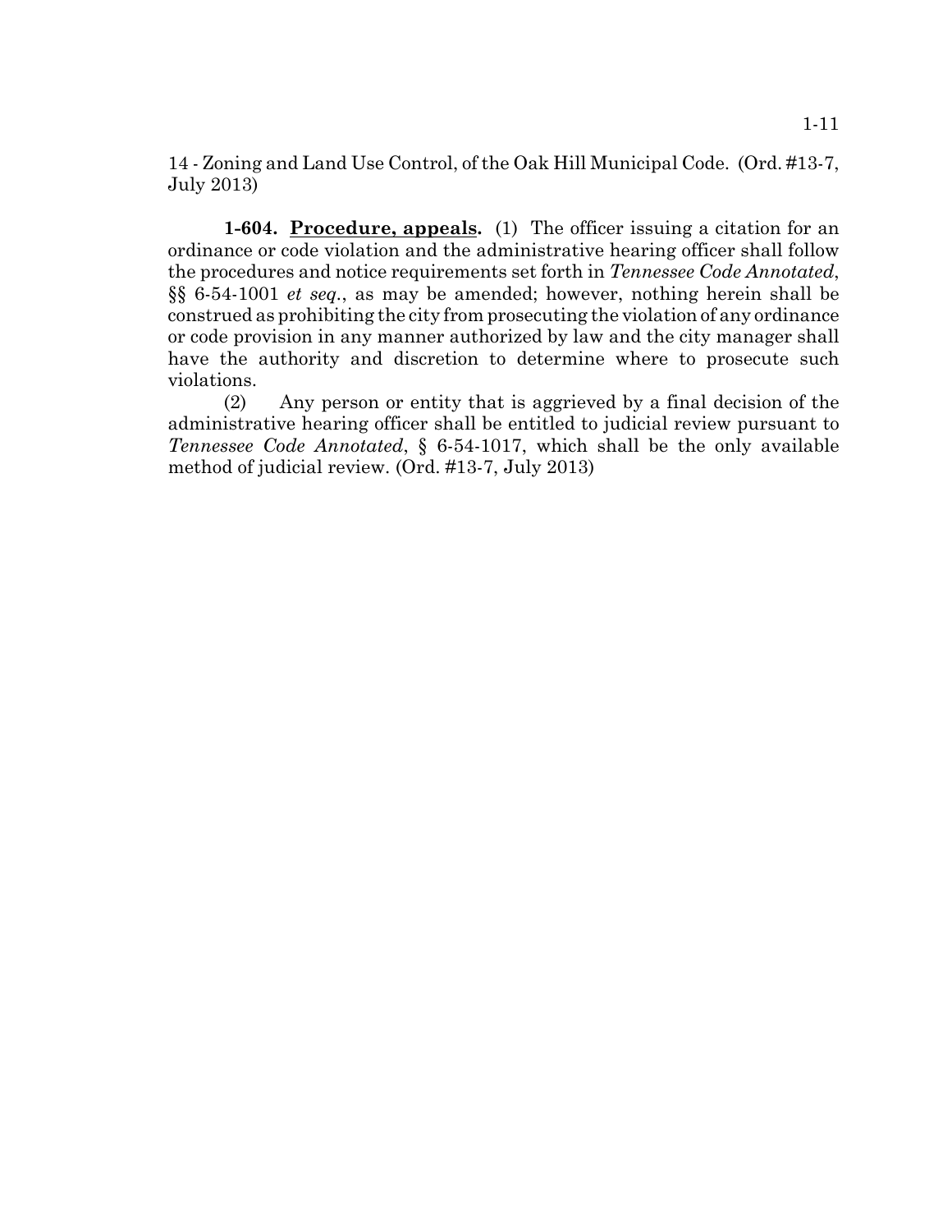14 - Zoning and Land Use Control, of the Oak Hill Municipal Code. (Ord. #13-7, July 2013)

**1-604. Procedure, appeals.** (1) The officer issuing a citation for an ordinance or code violation and the administrative hearing officer shall follow the procedures and notice requirements set forth in *Tennessee Code Annotated*, §§ 6-54-1001 *et seq.*, as may be amended; however, nothing herein shall be construed as prohibiting the city from prosecuting the violation of any ordinance or code provision in any manner authorized by law and the city manager shall have the authority and discretion to determine where to prosecute such violations.

(2) Any person or entity that is aggrieved by a final decision of the administrative hearing officer shall be entitled to judicial review pursuant to *Tennessee Code Annotated*, § 6-54-1017, which shall be the only available method of judicial review. (Ord. #13-7, July 2013)